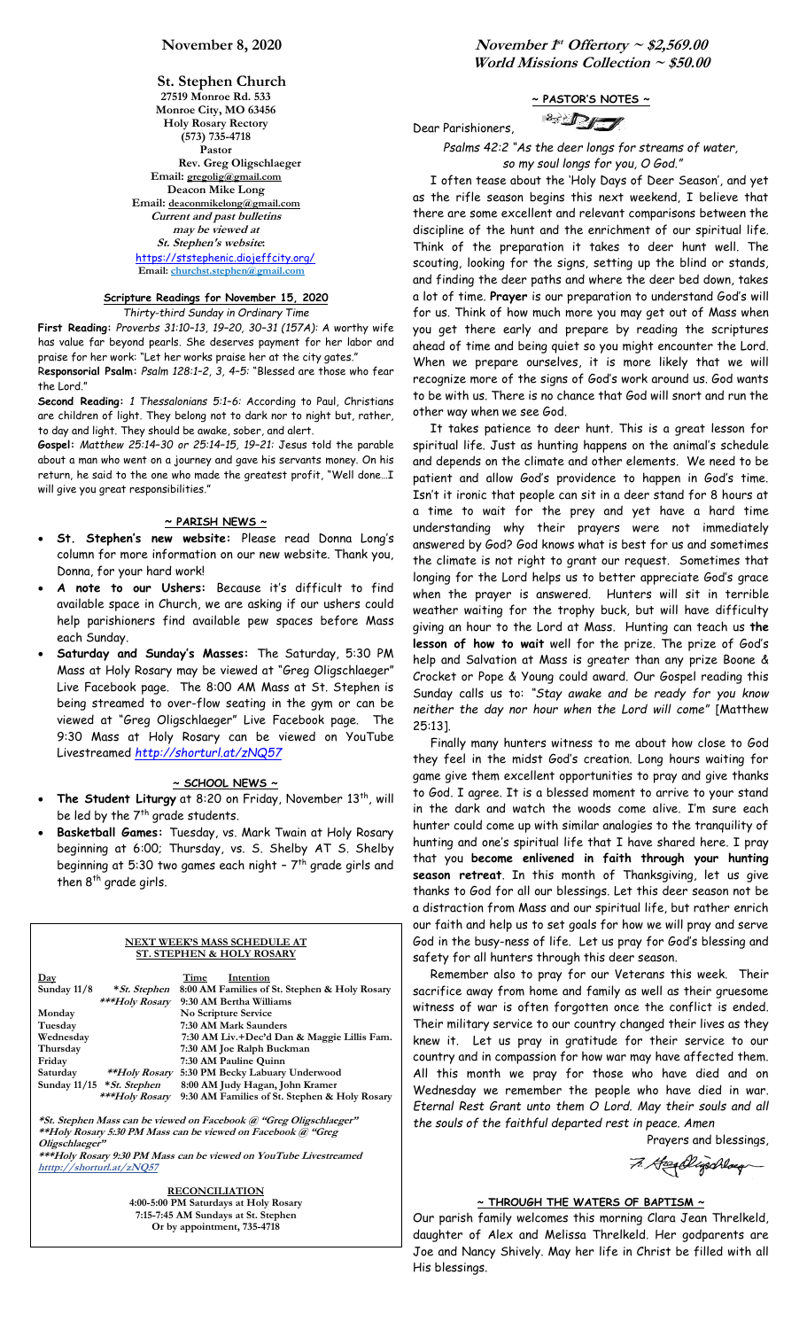## November 8, 2020

**St. Stephen Church**
27519 Monroe Rd. 533
Monroe City, MO 63456
Holy Rosary Rectory
(573) 735-4718
Pastor
Rev. Greg Oligschlaeger
Email: gregolig@gmail.com
Deacon Mike Long
Email: deaconmikelong@gmail.com
*Current and past bulletins may be viewed at St. Stephen's website*:
https://ststephenic.diojeffcity.org/
Email: churchst.stephen@gmail.com

### Scripture Readings for November 15, 2020

*Thirty-third Sunday in Ordinary Time*

**First Reading:** *Proverbs 31:10–13, 19–20, 30–31 (157A)*: A worthy wife has value far beyond pearls. She deserves payment for her labor and praise for her work: "Let her works praise her at the city gates."

**Responsorial Psalm:** *Psalm 128:1–2, 3, 4–5*: "Blessed are those who fear the Lord."

**Second Reading:** *1 Thessalonians 5:1–6*: According to Paul, Christians are children of light. They belong not to dark nor to night but, rather, to day and light. They should be awake, sober, and alert.

**Gospel:** *Matthew 25:14–30 or 25:14–15, 19–21*: Jesus told the parable about a man who went on a journey and gave his servants money. On his return, he said to the one who made the greatest profit, "Well done…I will give you great responsibilities."

### ~ PARISH NEWS ~

- **St. Stephen's new website:** Please read Donna Long's column for more information on our new website. Thank you, Donna, for your hard work!
- **A note to our Ushers:** Because it's difficult to find available space in Church, we are asking if our ushers could help parishioners find available pew spaces before Mass each Sunday.
- **Saturday and Sunday's Masses:** The Saturday, 5:30 PM Mass at Holy Rosary may be viewed at "Greg Oligschlaeger" Live Facebook page. The 8:00 AM Mass at St. Stephen is being streamed to over-flow seating in the gym or can be viewed at "Greg Oligschlaeger" Live Facebook page. The 9:30 Mass at Holy Rosary can be viewed on YouTube Livestreamed *http://shorturl.at/zNQ57*

### ~ SCHOOL NEWS ~

- **The Student Liturgy** at 8:20 on Friday, November 13th, will be led by the 7th grade students.
- **Basketball Games:** Tuesday, vs. Mark Twain at Holy Rosary beginning at 6:00; Thursday, vs. S. Shelby AT S. Shelby beginning at 5:30 two games each night – 7th grade girls and then 8th grade girls.

### NEXT WEEK'S MASS SCHEDULE AT ST. STEPHEN & HOLY ROSARY

| Day | | Time | Intention |
|---|---|---|---|
| Sunday 11/8 | *\*St. Stephen* | 8:00 AM | Families of St. Stephen & Holy Rosary |
| | *\*\*\*Holy Rosary* | 9:30 AM | Bertha Williams |
| Monday | | | No Scripture Service |
| Tuesday | | 7:30 AM | Mark Saunders |
| Wednesday | | 7:30 AM | Liv.+Dec'd Dan & Maggie Lillis Fam. |
| Thursday | | 7:30 AM | Joe Ralph Buckman |
| Friday | | 7:30 AM | Pauline Quinn |
| Saturday | *\*\*Holy Rosary* | 5:30 PM | Becky Labuary Underwood |
| Sunday 11/15 | *\*St. Stephen* | 8:00 AM | Judy Hagan, John Kramer |
| | *\*\*\*Holy Rosary* | 9:30 AM | Families of St. Stephen & Holy Rosary |

*\*St. Stephen Mass can be viewed on Facebook @ "Greg Oligschlaeger"*
*\*\*Holy Rosary 5:30 PM Mass can be viewed on Facebook @ "Greg Oligschlaeger"*
*\*\*\*Holy Rosary 9:30 PM Mass can be viewed on YouTube Livestreamed htttp://shorturl.at/zNQ57*

**RECONCILIATION**
4:00-5:00 PM Saturdays at Holy Rosary
7:15-7:45 AM Sundays at St. Stephen
Or by appointment, 735-4718

**November 1st Offertory ~ $2,569.00**
**World Missions Collection ~ $50.00**

### ~ PASTOR'S NOTES ~

Dear Parishioners,

*Psalms 42:2 "As the deer longs for streams of water, so my soul longs for you, O God."*

I often tease about the 'Holy Days of Deer Season', and yet as the rifle season begins this next weekend, I believe that there are some excellent and relevant comparisons between the discipline of the hunt and the enrichment of our spiritual life. Think of the preparation it takes to deer hunt well. The scouting, looking for the signs, setting up the blind or stands, and finding the deer paths and where the deer bed down, takes a lot of time. **Prayer** is our preparation to understand God's will for us. Think of how much more you may get out of Mass when you get there early and prepare by reading the scriptures ahead of time and being quiet so you might encounter the Lord. When we prepare ourselves, it is more likely that we will recognize more of the signs of God's work around us. God wants to be with us. There is no chance that God will snort and run the other way when we see God.

It takes patience to deer hunt. This is a great lesson for spiritual life. Just as hunting happens on the animal's schedule and depends on the climate and other elements. We need to be patient and allow God's providence to happen in God's time. Isn't it ironic that people can sit in a deer stand for 8 hours at a time to wait for the prey and yet have a hard time understanding why their prayers were not immediately answered by God? God knows what is best for us and sometimes the climate is not right to grant our request. Sometimes that longing for the Lord helps us to better appreciate God's grace when the prayer is answered. Hunters will sit in terrible weather waiting for the trophy buck, but will have difficulty giving an hour to the Lord at Mass. Hunting can teach us **the lesson of how to wait** well for the prize. The prize of God's help and Salvation at Mass is greater than any prize Boone & Crocket or Pope & Young could award. Our Gospel reading this Sunday calls us to: *"Stay awake and be ready for you know neither the day nor hour when the Lord will come"* [Matthew 25:13].

Finally many hunters witness to me about how close to God they feel in the midst God's creation. Long hours waiting for game give them excellent opportunities to pray and give thanks to God. I agree. It is a blessed moment to arrive to your stand in the dark and watch the woods come alive. I'm sure each hunter could come up with similar analogies to the tranquility of hunting and one's spiritual life that I have shared here. I pray that you **become enlivened in faith through your hunting season retreat**. In this month of Thanksgiving, let us give thanks to God for all our blessings. Let this deer season not be a distraction from Mass and our spiritual life, but rather enrich our faith and help us to set goals for how we will pray and serve God in the busy-ness of life. Let us pray for God's blessing and safety for all hunters through this deer season.

Remember also to pray for our Veterans this week. Their sacrifice away from home and family as well as their gruesome witness of war is often forgotten once the conflict is ended. Their military service to our country changed their lives as they knew it. Let us pray in gratitude for their service to our country and in compassion for how war may have affected them. All this month we pray for those who have died and on Wednesday we remember the people who have died in war. *Eternal Rest Grant unto them O Lord. May their souls and all the souls of the faithful departed rest in peace. Amen*

Prayers and blessings,

Fr. Greg Oligschlaeger

### ~ THROUGH THE WATERS OF BAPTISM ~

Our parish family welcomes this morning Clara Jean Threlkeld, daughter of Alex and Melissa Threlkeld. Her godparents are Joe and Nancy Shively. May her life in Christ be filled with all His blessings.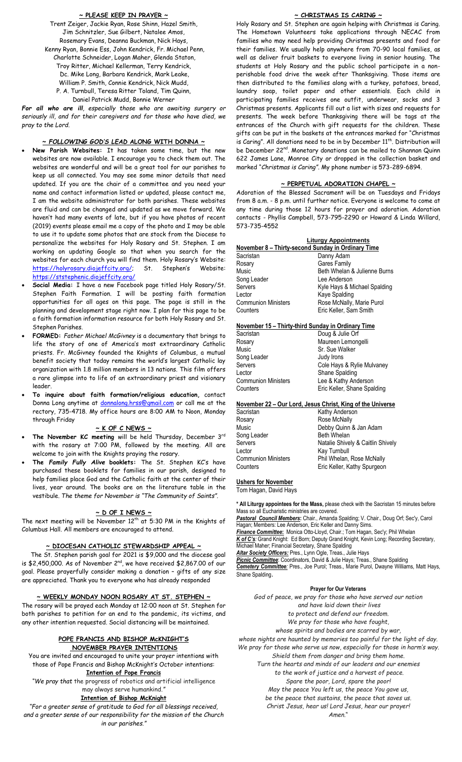## ~ PLEASE KEEP IN PRAYER ~

Trent Zeiger, Jackie Ryan, Rose Shinn, Hazel Smith,
Jim Schnitzler, Sue Gilbert, Natalee Amos,
Rosemary Evans, Deanna Buckman, Nick Hays,
Kenny Ryan, Bonnie Ess, John Kendrick, Fr. Michael Penn,
Charlotte Schneider, Logan Maher, Glenda Staton,
Troy Ritter, Michael Kellerman, Terry Kendrick,
Dc. Mike Long, Barbara Kendrick, Mark Leake,
William P. Smith, Connie Kendrick, Nick Mudd,
P. A. Turnbull, Teresa Ritter Toland, Tim Quinn,
Daniel Patrick Mudd, Bonnie Werner

*For all who are ill, especially those who are awaiting surgery or seriously ill, and for their caregivers and for those who have died, we pray to the Lord.*

## ~ FOLLOWING GOD'S LEAD ALONG WITH DONNA ~

- **New Parish Websites:** It has taken some time, but the new websites are now available. I encourage you to check them out. The websites are wonderful and will be a great tool for our parishes to keep us all connected. You may see some minor details that need updated. If you are the chair of a committee and you need your name and contact information listed or updated, please contact me, I am the website administrator for both parishes. These websites are fluid and can be changed and updated as we move forward. We haven't had many events of late, but if you have photos of recent (2019) events please email me a copy of the photo and I may be able to use it to update some photos that are stock from the Diocese to personalize the websites for Holy Rosary and St. Stephen. I am working on updating Google so that when you search for the websites for each church you will find them. Holy Rosary's Website: https://holyrosary.diojeffcity.org/; St. Stephen's Website: https://ststephenic.diojeffcity.org/
- **Social Media:** I have a new Facebook page titled Holy Rosary/St. Stephen Faith Formation. I will be posting faith formation opportunities for all ages on this page. The page is still in the planning and development stage right now. I plan for this page to be a faith formation information resource for both Holy Rosary and St. Stephen Parishes.
- **FORMED:** *Father Michael McGivney* is a documentary that brings to life the story of one of America's most extraordinary Catholic priests. Fr. McGivney founded the Knights of Columbus, a mutual benefit society that today remains the world's largest Catholic lay organization with 1.8 million members in 13 nations. This film offers a rare glimpse into to life of an extraordinary priest and visionary leader.
- **To inquire about faith formation/religious education,** contact Donna Long anytime at donnalong.hrss@gmail.com or call me at the rectory, 735-4718. My office hours are 8:00 AM to Noon, Monday through Friday

## ~ K OF C NEWS ~

- **The November KC meeting** will be held Thursday, December 3rd with the rosary at 7:00 PM, followed by the meeting. All are welcome to join with the Knights praying the rosary.
- **The *Family Fully Alive* booklets:** The St. Stephen KC's have purchased these booklets for families in our parish, designed to help families place God and the Catholic faith at the center of their lives, year around. The books are on the literature table in the vestibule. *The theme for November is "The Community of Saints".*

## ~ D OF I NEWS ~

The next meeting will be November 12th at 5:30 PM in the Knights of Columbus Hall. All members are encouraged to attend.

## ~ DIOCESAN CATHOLIC STEWARDSHIP APPEAL ~

The St. Stephen parish goal for 2021 is $9,000 and the diocese goal is $2,450,000. As of November 2nd, we have received $2,867.00 of our goal. Please prayerfully consider making a donation – gifts of any size are appreciated. Thank you to everyone who has already responded

## ~ WEEKLY MONDAY NOON ROSARY AT ST. STEPHEN ~

The rosary will be prayed each Monday at 12:00 noon at St. Stephen for both parishes to petition for an end to the pandemic, its victims, and any other intention requested. Social distancing will be maintained.

## POPE FRANCIS AND BISHOP McKNIGHT'S NOVEMBER PRAYER INTENTIONS

You are invited and encouraged to unite your prayer intentions with those of Pope Francis and Bishop McKnight's October intentions:

**Intention of Pope Francis**

"*We pray that the progress of robotics and artificial intelligence may always serve humankind.*"

**Intention of Bishop McKnight**

*"For a greater sense of gratitude to God for all blessings received, and a greater sense of our responsibility for the mission of the Church in our parishes."*

## ~ CHRISTMAS IS CARING ~

Holy Rosary and St. Stephen are again helping with Christmas is Caring. The Hometown Volunteers take applications through NECAC from families who may need help providing Christmas presents and food for their families. We usually help anywhere from 70-90 local families, as well as deliver fruit baskets to everyone living in senior housing. The students at Holy Rosary and the public school participate in a non-perishable food drive the week after Thanksgiving. Those items are then distributed to the families along with a turkey, potatoes, bread, laundry soap, toilet paper and other essentials. Each child in participating families receives one outfit, underwear, socks and 3 Christmas presents. Applicants fill out a list with sizes and requests for presents. The week before Thanksgiving there will be tags at the entrances of the Church with gift requests for the children. These gifts can be put in the baskets at the entrances marked for "Christmas is Caring". All donations need to be in by December 11th. Distribution will be December 22nd. Monetary donations can be mailed to Shannon Quinn 622 James Lane, Monroe City or dropped in the collection basket and marked "*Christmas is Caring*". My phone number is 573-289-6894.

## ~ PERPETUAL ADORATION CHAPEL ~

Adoration of the Blessed Sacrament will be on Tuesdays and Fridays from 8 a.m. - 8 p.m. until further notice. Everyone is welcome to come at any time during those 12 hours for prayer and adoration. Adoration contacts - Phyllis Campbell, 573-795-2290 or Howard & Linda Willard, 573-735-4552

## Liturgy Appointments

**November 8 – Thirty-second Sunday in Ordinary Time**

| | |
|---|---|
| Sacristan | Danny Adam |
| Rosary | Gares Family |
| Music | Beth Whelan & Julienne Burns |
| Song Leader | Lee Anderson |
| Servers | Kyle Hays & Michael Spalding |
| Lector | Kaye Spalding |
| Communion Ministers | Rose McNally, Marie Purol |
| Counters | Eric Keller, Sam Smith |

**November 15 – Thirty-third Sunday in Ordinary Time**

| | |
|---|---|
| Sacristan | Doug & Julie Orf |
| Rosary | Maureen Lemongelli |
| Music | Sr. Sue Walker |
| Song Leader | Judy Irons |
| Servers | Cole Hays & Rylie Mulvaney |
| Lector | Shane Spalding |
| Communion Ministers | Lee & Kathy Anderson |
| Counters | Eric Keller, Shane Spalding |

**November 22 – Our Lord, Jesus Christ, King of the Universe**

| | |
|---|---|
| Sacristan | Kathy Anderson |
| Rosary | Rose McNally |
| Music | Debby Quinn & Jan Adam |
| Song Leader | Beth Whelan |
| Servers | Natalie Shively & Caitlin Shively |
| Lector | Kay Turnbull |
| Communion Ministers | Phil Whelan, Rose McNally |
| Counters | Eric Keller, Kathy Spurgeon |

**Ushers for November**

Tom Hagan, David Hays

\* **All Liturgy appointees for the Mass,** please check with the Sacristan 15 minutes before Mass so all Eucharistic ministries are covered.

***Pastoral Council Members:*** Chair., Amanda Spalding; V. Chair., Doug Orf; Sec'y, Carol Hagan; Members: Lee Anderson, Eric Keller and Danny Sims.

***Finance Committee:*** Monica Otto-Lloyd, Chair.; Tom Hagan, Sec'y; Phil Whelan

***K of C's:*** Grand Knight: Ed Born; Deputy Grand Knight, Kevin Long; Recording Secretary, Michael Maher; Financial Secretary, Shane Spalding

***Altar Society Officers:*** Pres., Lynn Ogle, Treas., Julie Hays

***Picnic Committee***: Coordinators, David & Julie Hays; Treas., Shane Spalding

***Cemetery Committee:*** Pres., Joe Purol; Treas., Marie Purol, Dwayne Williams, Matt Hays, Shane Spalding.

## Prayer for Our Veterans

*God of peace, we pray for those who have served our nation*
*and have laid down their lives*
*to protect and defend our freedom.*
*We pray for those who have fought,*
*whose spirits and bodies are scarred by war,*
*whose nights are haunted by memories too painful for the light of day.*
*We pray for those who serve us now, especially for those in harm's way.*
*Shield them from danger and bring them home.*
*Turn the hearts and minds of our leaders and our enemies*
*to the work of justice and a harvest of peace.*
*Spare the poor, Lord, spare the poor!*
*May the peace You left us, the peace You gave us,*
*be the peace that sustains, the peace that saves us.*
*Christ Jesus, hear us! Lord Jesus, hear our prayer!*
*Amen.*"